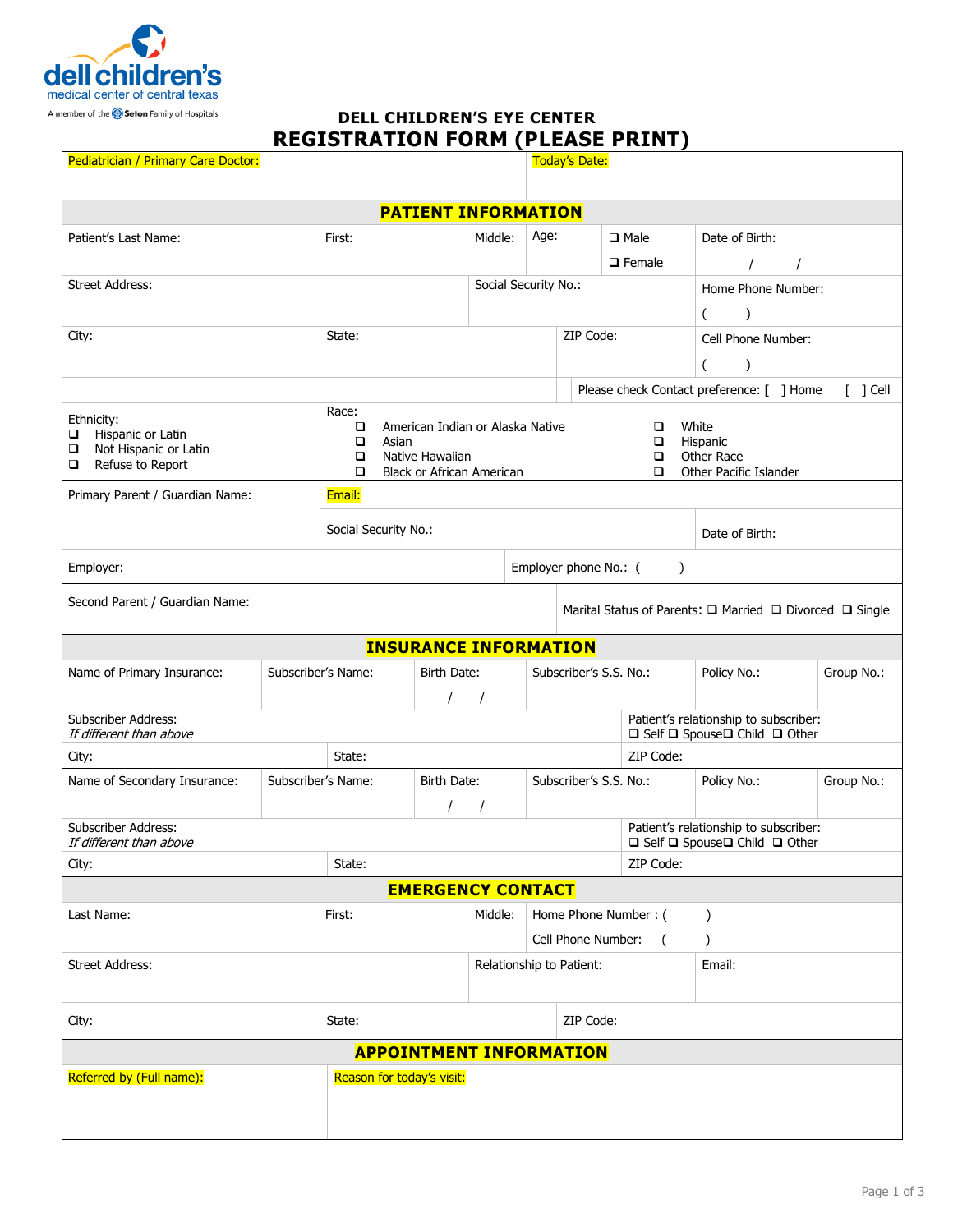dell children's
medical center of central texas
A member of the Seton Family of Hospitals

# DELL CHILDREN'S EYE CENTER
# REGISTRATION FORM (PLEASE PRINT)

| Pediatrician / Primary Care Doctor: | Today's Date: |
|---|---|

## PATIENT INFORMATION

| Patient's Last Name: | First: | Middle: | Age: | ❑ Male ❑ Female | Date of Birth: / / |
|---|---|---|---|---|---|

| Street Address: | Social Security No.: | Home Phone Number: ( ) |
|---|---|---|
| City: | State: | ZIP Code: | Cell Phone Number: ( ) |

Please check Contact preference: [ ] Home [ ] Cell

**Ethnicity:**
- ❑ Hispanic or Latin
- ❑ Not Hispanic or Latin
- ❑ Refuse to Report

**Race:**
- ❑ American Indian or Alaska Native
- ❑ Asian
- ❑ Native Hawaiian
- ❑ Black or African American
- ❑ White
- ❑ Hispanic
- ❑ Other Race
- ❑ Other Pacific Islander

| Primary Parent / Guardian Name: | Email: | |
|---|---|---|
| | Social Security No.: | Date of Birth: |
| Employer: | Employer phone No.: ( ) | |
| Second Parent / Guardian Name: | Marital Status of Parents: ❑ Married ❑ Divorced ❑ Single | |

## INSURANCE INFORMATION

| Name of Primary Insurance: | Subscriber's Name: | Birth Date: / / | Subscriber's S.S. No.: | Policy No.: | Group No.: |
|---|---|---|---|---|---|

| Subscriber Address: *If different than above* | Patient's relationship to subscriber: ❑ Self ❑ Spouse❑ Child ❑ Other |
|---|---|
| City: State: | ZIP Code: |

| Name of Secondary Insurance: | Subscriber's Name: | Birth Date: / / | Subscriber's S.S. No.: | Policy No.: | Group No.: |
|---|---|---|---|---|---|

| Subscriber Address: *If different than above* | Patient's relationship to subscriber: ❑ Self ❑ Spouse❑ Child ❑ Other |
|---|---|
| City: State: | ZIP Code: |

## EMERGENCY CONTACT

| Last Name: | First: | Middle: | Home Phone Number : ( ) Cell Phone Number: ( ) |
|---|---|---|---|

| Street Address: | Relationship to Patient: | Email: |
|---|---|---|
| City: | State: | ZIP Code: |

## APPOINTMENT INFORMATION

| Referred by (Full name): | Reason for today's visit: |
|---|---|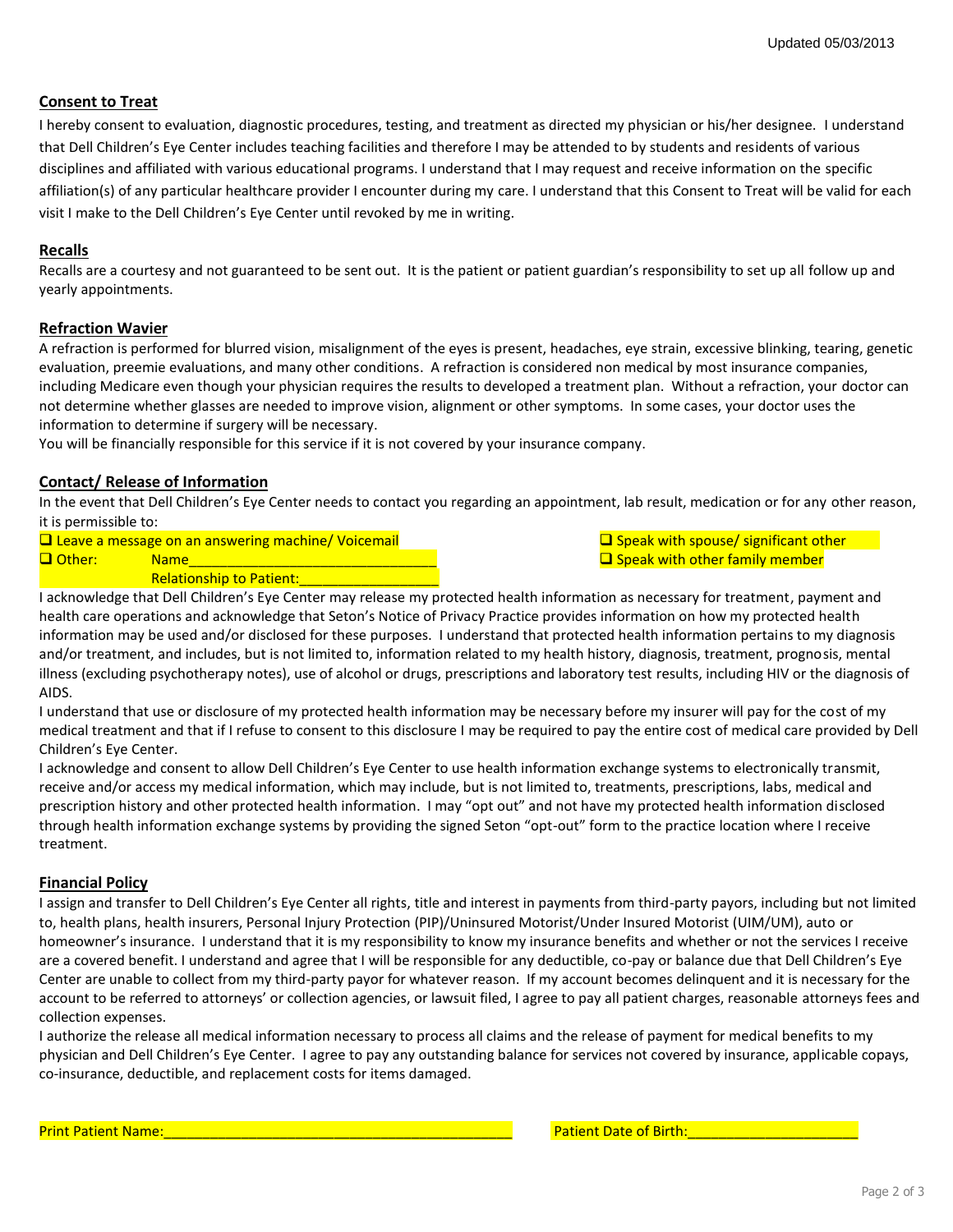Updated 05/03/2013

## Consent to Treat

I hereby consent to evaluation, diagnostic procedures, testing, and treatment as directed my physician or his/her designee. I understand that Dell Children's Eye Center includes teaching facilities and therefore I may be attended to by students and residents of various disciplines and affiliated with various educational programs. I understand that I may request and receive information on the specific affiliation(s) of any particular healthcare provider I encounter during my care. I understand that this Consent to Treat will be valid for each visit I make to the Dell Children's Eye Center until revoked by me in writing.

## Recalls

Recalls are a courtesy and not guaranteed to be sent out. It is the patient or patient guardian's responsibility to set up all follow up and yearly appointments.

## Refraction Wavier

A refraction is performed for blurred vision, misalignment of the eyes is present, headaches, eye strain, excessive blinking, tearing, genetic evaluation, preemie evaluations, and many other conditions. A refraction is considered non medical by most insurance companies, including Medicare even though your physician requires the results to developed a treatment plan. Without a refraction, your doctor can not determine whether glasses are needed to improve vision, alignment or other symptoms. In some cases, your doctor uses the information to determine if surgery will be necessary.

You will be financially responsible for this service if it is not covered by your insurance company.

## Contact/ Release of Information

In the event that Dell Children's Eye Center needs to contact you regarding an appointment, lab result, medication or for any other reason, it is permissible to:

- ☐ Leave a message on an answering machine/ Voicemail
- ☐ Speak with spouse/ significant other
- ☐ Speak with other family member
- ☐ Other: Name________________________________
  Relationship to Patient:__________________

I acknowledge that Dell Children's Eye Center may release my protected health information as necessary for treatment, payment and health care operations and acknowledge that Seton's Notice of Privacy Practice provides information on how my protected health information may be used and/or disclosed for these purposes. I understand that protected health information pertains to my diagnosis and/or treatment, and includes, but is not limited to, information related to my health history, diagnosis, treatment, prognosis, mental illness (excluding psychotherapy notes), use of alcohol or drugs, prescriptions and laboratory test results, including HIV or the diagnosis of AIDS.

I understand that use or disclosure of my protected health information may be necessary before my insurer will pay for the cost of my medical treatment and that if I refuse to consent to this disclosure I may be required to pay the entire cost of medical care provided by Dell Children's Eye Center.

I acknowledge and consent to allow Dell Children's Eye Center to use health information exchange systems to electronically transmit, receive and/or access my medical information, which may include, but is not limited to, treatments, prescriptions, labs, medical and prescription history and other protected health information. I may "opt out" and not have my protected health information disclosed through health information exchange systems by providing the signed Seton "opt-out" form to the practice location where I receive treatment.

## Financial Policy

I assign and transfer to Dell Children's Eye Center all rights, title and interest in payments from third-party payors, including but not limited to, health plans, health insurers, Personal Injury Protection (PIP)/Uninsured Motorist/Under Insured Motorist (UIM/UM), auto or homeowner's insurance. I understand that it is my responsibility to know my insurance benefits and whether or not the services I receive are a covered benefit. I understand and agree that I will be responsible for any deductible, co-pay or balance due that Dell Children's Eye Center are unable to collect from my third-party payor for whatever reason. If my account becomes delinquent and it is necessary for the account to be referred to attorneys' or collection agencies, or lawsuit filed, I agree to pay all patient charges, reasonable attorneys fees and collection expenses.

I authorize the release all medical information necessary to process all claims and the release of payment for medical benefits to my physician and Dell Children's Eye Center. I agree to pay any outstanding balance for services not covered by insurance, applicable copays, co-insurance, deductible, and replacement costs for items damaged.

Print Patient Name:____________________________________________ Patient Date of Birth:______________________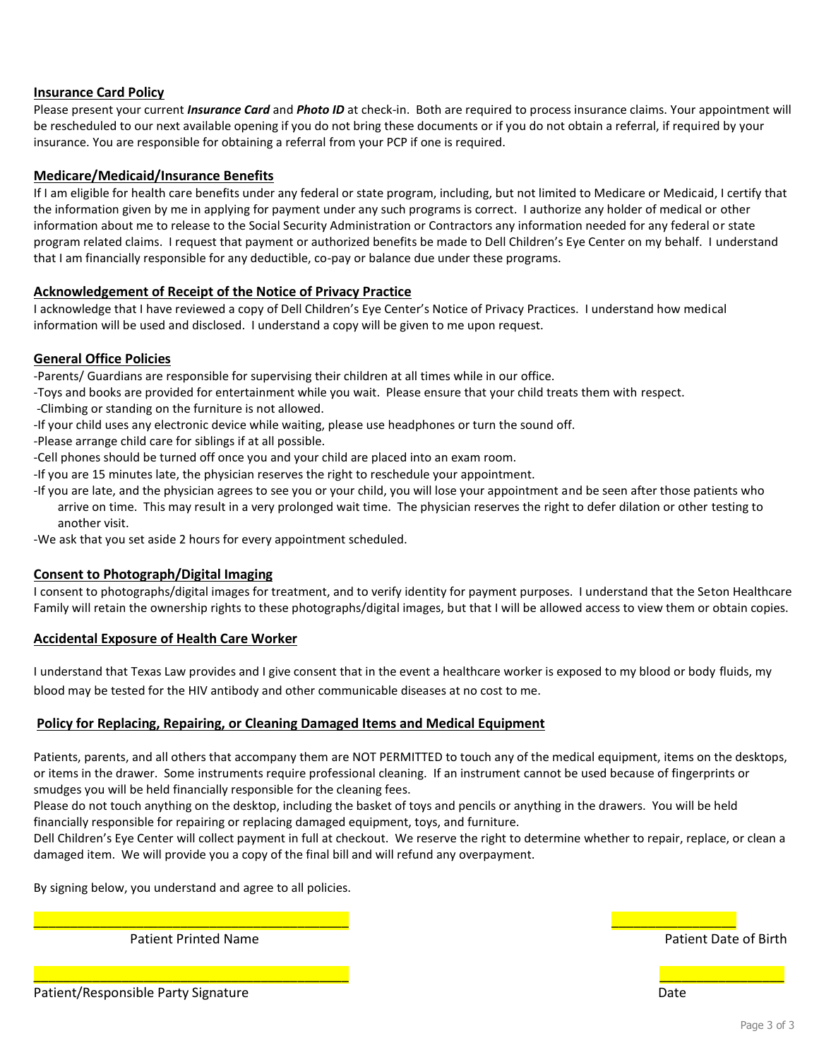## Insurance Card Policy

Please present your current ***Insurance Card*** and ***Photo ID*** at check-in. Both are required to process insurance claims. Your appointment will be rescheduled to our next available opening if you do not bring these documents or if you do not obtain a referral, if required by your insurance. You are responsible for obtaining a referral from your PCP if one is required.

## Medicare/Medicaid/Insurance Benefits

If I am eligible for health care benefits under any federal or state program, including, but not limited to Medicare or Medicaid, I certify that the information given by me in applying for payment under any such programs is correct. I authorize any holder of medical or other information about me to release to the Social Security Administration or Contractors any information needed for any federal or state program related claims. I request that payment or authorized benefits be made to Dell Children's Eye Center on my behalf. I understand that I am financially responsible for any deductible, co-pay or balance due under these programs.

## Acknowledgement of Receipt of the Notice of Privacy Practice

I acknowledge that I have reviewed a copy of Dell Children's Eye Center's Notice of Privacy Practices. I understand how medical information will be used and disclosed. I understand a copy will be given to me upon request.

## General Office Policies

-Parents/ Guardians are responsible for supervising their children at all times while in our office.
-Toys and books are provided for entertainment while you wait. Please ensure that your child treats them with respect.
-Climbing or standing on the furniture is not allowed.
-If your child uses any electronic device while waiting, please use headphones or turn the sound off.
-Please arrange child care for siblings if at all possible.
-Cell phones should be turned off once you and your child are placed into an exam room.
-If you are 15 minutes late, the physician reserves the right to reschedule your appointment.
-If you are late, and the physician agrees to see you or your child, you will lose your appointment and be seen after those patients who arrive on time. This may result in a very prolonged wait time. The physician reserves the right to defer dilation or other testing to another visit.
-We ask that you set aside 2 hours for every appointment scheduled.

## Consent to Photograph/Digital Imaging

I consent to photographs/digital images for treatment, and to verify identity for payment purposes. I understand that the Seton Healthcare Family will retain the ownership rights to these photographs/digital images, but that I will be allowed access to view them or obtain copies.

## Accidental Exposure of Health Care Worker

I understand that Texas Law provides and I give consent that in the event a healthcare worker is exposed to my blood or body fluids, my blood may be tested for the HIV antibody and other communicable diseases at no cost to me.

## Policy for Replacing, Repairing, or Cleaning Damaged Items and Medical Equipment

Patients, parents, and all others that accompany them are NOT PERMITTED to touch any of the medical equipment, items on the desktops, or items in the drawer. Some instruments require professional cleaning. If an instrument cannot be used because of fingerprints or smudges you will be held financially responsible for the cleaning fees.

Please do not touch anything on the desktop, including the basket of toys and pencils or anything in the drawers. You will be held financially responsible for repairing or replacing damaged equipment, toys, and furniture.

Dell Children's Eye Center will collect payment in full at checkout. We reserve the right to determine whether to repair, replace, or clean a damaged item. We will provide you a copy of the final bill and will refund any overpayment.

By signing below, you understand and agree to all policies.

\_\_\_\_\_\_\_\_\_\_\_\_\_\_\_\_\_\_\_\_\_\_\_\_\_\_\_\_\_\_\_\_\_\_\_\_\_\_\_\_ Patient Printed Name

\_\_\_\_\_\_\_\_\_\_\_\_\_\_\_\_ Patient Date of Birth

\_\_\_\_\_\_\_\_\_\_\_\_\_\_\_\_\_\_\_\_\_\_\_\_\_\_\_\_\_\_\_\_\_\_\_\_\_\_\_\_ Patient/Responsible Party Signature

\_\_\_\_\_\_\_\_\_\_\_\_\_\_\_\_ Date